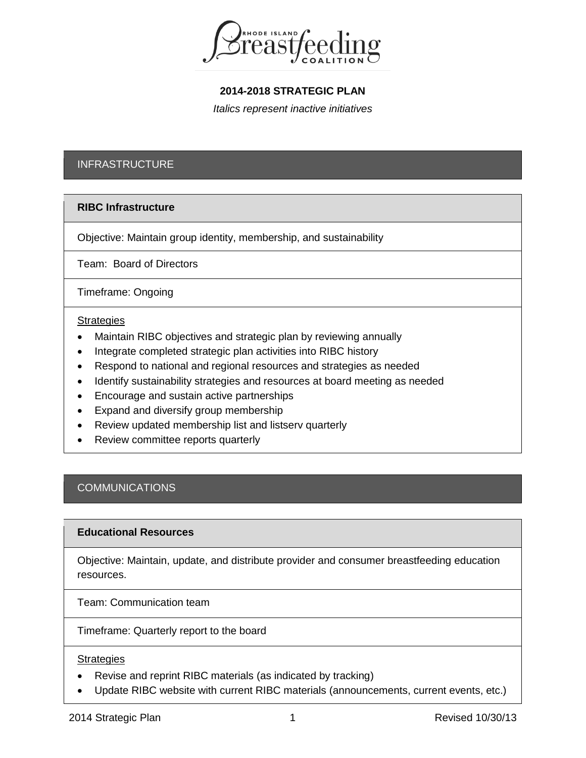Rhode Island Breastfeeding Coalition

# 2014-2018 STRATEGIC PLAN

*Italics represent inactive initiatives*

## INFRASTRUCTURE

### RIBC Infrastructure

Objective: Maintain group identity, membership, and sustainability

Team: Board of Directors

Timeframe: Ongoing

Strategies

- Maintain RIBC objectives and strategic plan by reviewing annually
- Integrate completed strategic plan activities into RIBC history
- Respond to national and regional resources and strategies as needed
- Identify sustainability strategies and resources at board meeting as needed
- Encourage and sustain active partnerships
- Expand and diversify group membership
- Review updated membership list and listserv quarterly
- Review committee reports quarterly

## COMMUNICATIONS

### Educational Resources

Objective: Maintain, update, and distribute provider and consumer breastfeeding education resources.

Team: Communication team

Timeframe: Quarterly report to the board

Strategies

- Revise and reprint RIBC materials (as indicated by tracking)
- Update RIBC website with current RIBC materials (announcements, current events, etc.)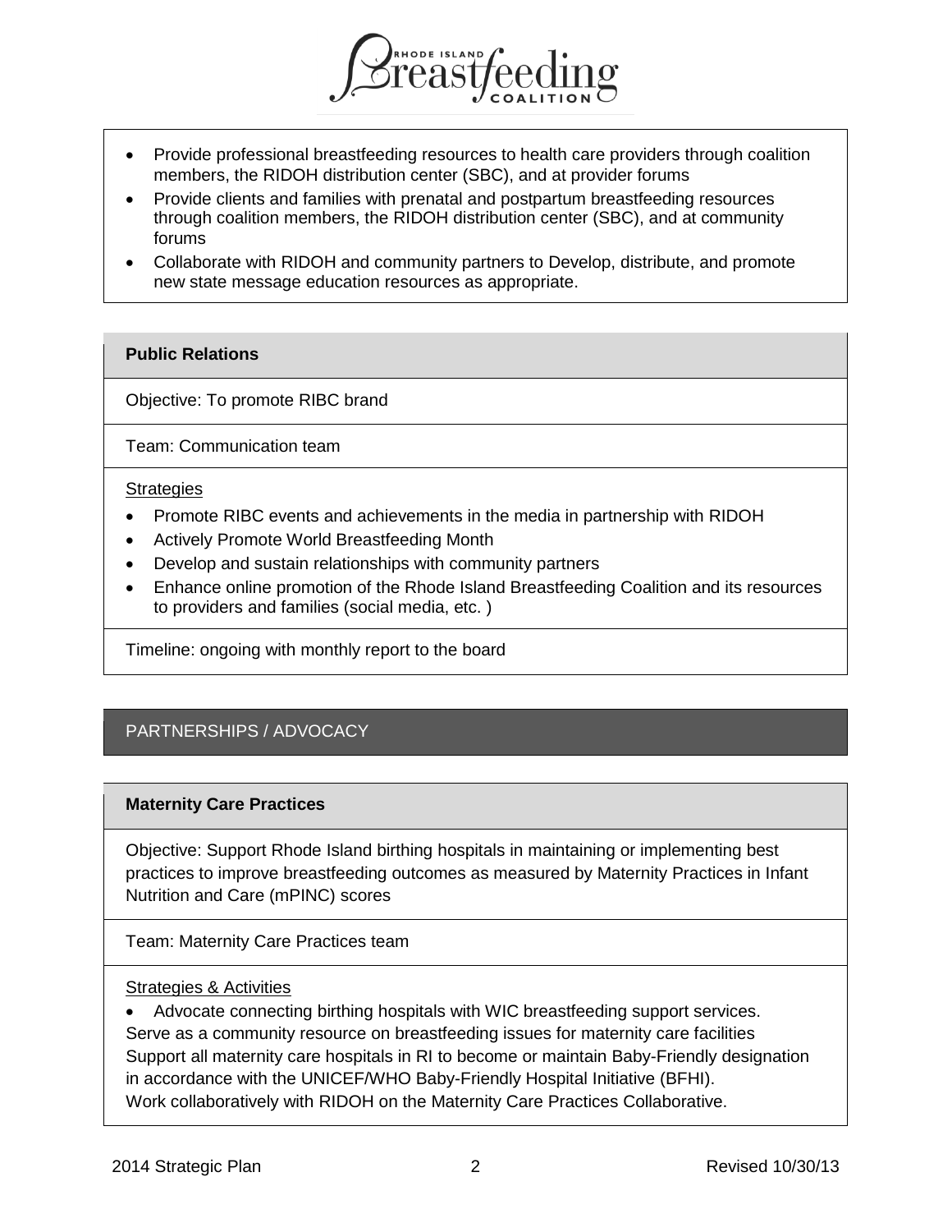- Provide professional breastfeeding resources to health care providers through coalition members, the RIDOH distribution center (SBC), and at provider forums
- Provide clients and families with prenatal and postpartum breastfeeding resources through coalition members, the RIDOH distribution center (SBC), and at community forums
- Collaborate with RIDOH and community partners to Develop, distribute, and promote new state message education resources as appropriate.

### Public Relations

Objective: To promote RIBC brand

Team: Communication team

Strategies

- Promote RIBC events and achievements in the media in partnership with RIDOH
- Actively Promote World Breastfeeding Month
- Develop and sustain relationships with community partners
- Enhance online promotion of the Rhode Island Breastfeeding Coalition and its resources to providers and families (social media, etc. )

Timeline: ongoing with monthly report to the board

## PARTNERSHIPS / ADVOCACY

### Maternity Care Practices

Objective: Support Rhode Island birthing hospitals in maintaining or implementing best practices to improve breastfeeding outcomes as measured by Maternity Practices in Infant Nutrition and Care (mPINC) scores

Team: Maternity Care Practices team

Strategies & Activities

- Advocate connecting birthing hospitals with WIC breastfeeding support services.

Serve as a community resource on breastfeeding issues for maternity care facilities
Support all maternity care hospitals in RI to become or maintain Baby-Friendly designation in accordance with the UNICEF/WHO Baby-Friendly Hospital Initiative (BFHI).
Work collaboratively with RIDOH on the Maternity Care Practices Collaborative.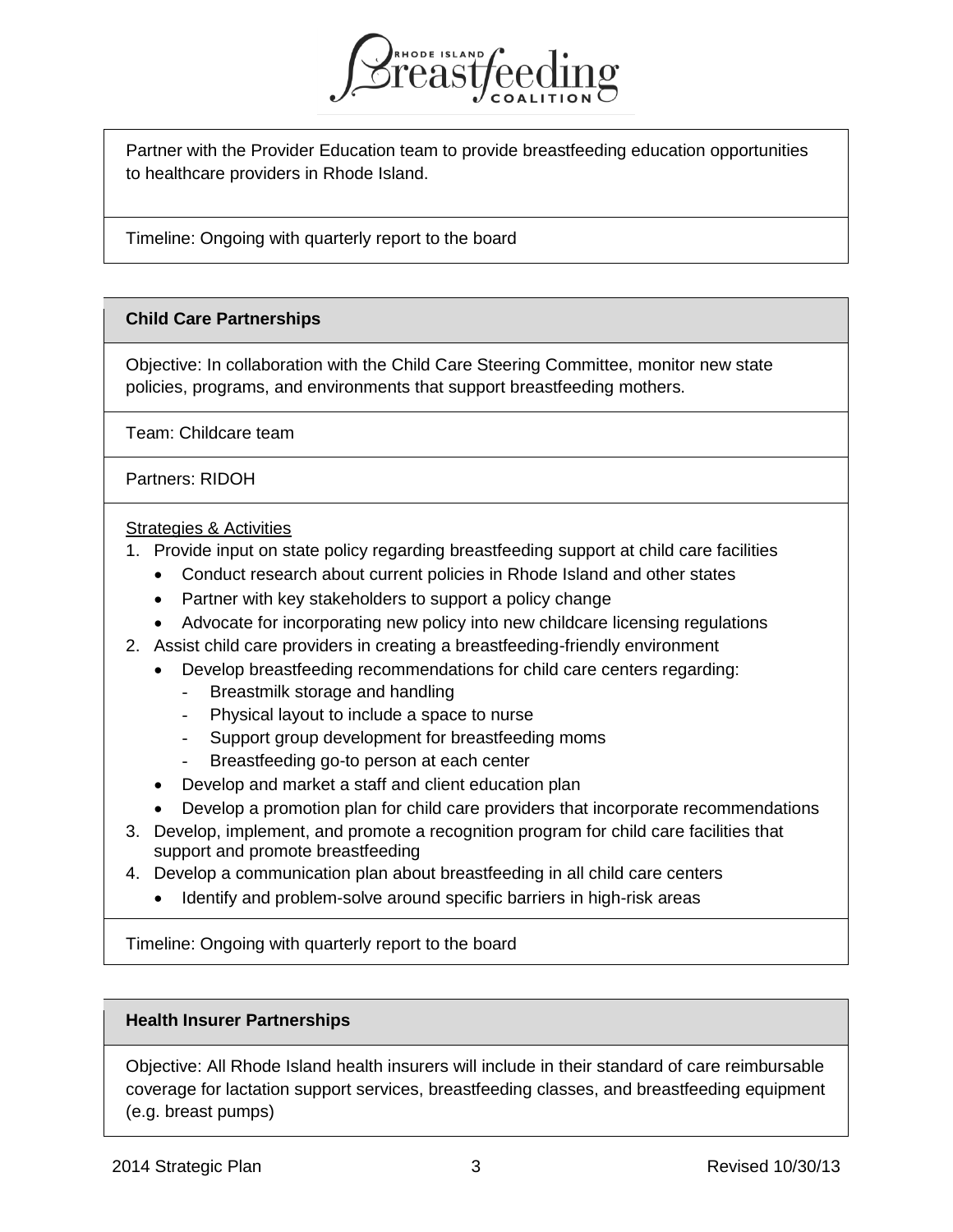Partner with the Provider Education team to provide breastfeeding education opportunities to healthcare providers in Rhode Island.

Timeline: Ongoing with quarterly report to the board

**Child Care Partnerships**

Objective: In collaboration with the Child Care Steering Committee, monitor new state policies, programs, and environments that support breastfeeding mothers.

Team: Childcare team

Partners: RIDOH

<u>Strategies & Activities</u>

1. Provide input on state policy regarding breastfeeding support at child care facilities
   - Conduct research about current policies in Rhode Island and other states
   - Partner with key stakeholders to support a policy change
   - Advocate for incorporating new policy into new childcare licensing regulations
2. Assist child care providers in creating a breastfeeding-friendly environment
   - Develop breastfeeding recommendations for child care centers regarding:
     - Breastmilk storage and handling
     - Physical layout to include a space to nurse
     - Support group development for breastfeeding moms
     - Breastfeeding go-to person at each center
   - Develop and market a staff and client education plan
   - Develop a promotion plan for child care providers that incorporate recommendations
3. Develop, implement, and promote a recognition program for child care facilities that support and promote breastfeeding
4. Develop a communication plan about breastfeeding in all child care centers
   - Identify and problem-solve around specific barriers in high-risk areas

Timeline: Ongoing with quarterly report to the board

**Health Insurer Partnerships**

Objective: All Rhode Island health insurers will include in their standard of care reimbursable coverage for lactation support services, breastfeeding classes, and breastfeeding equipment (e.g. breast pumps)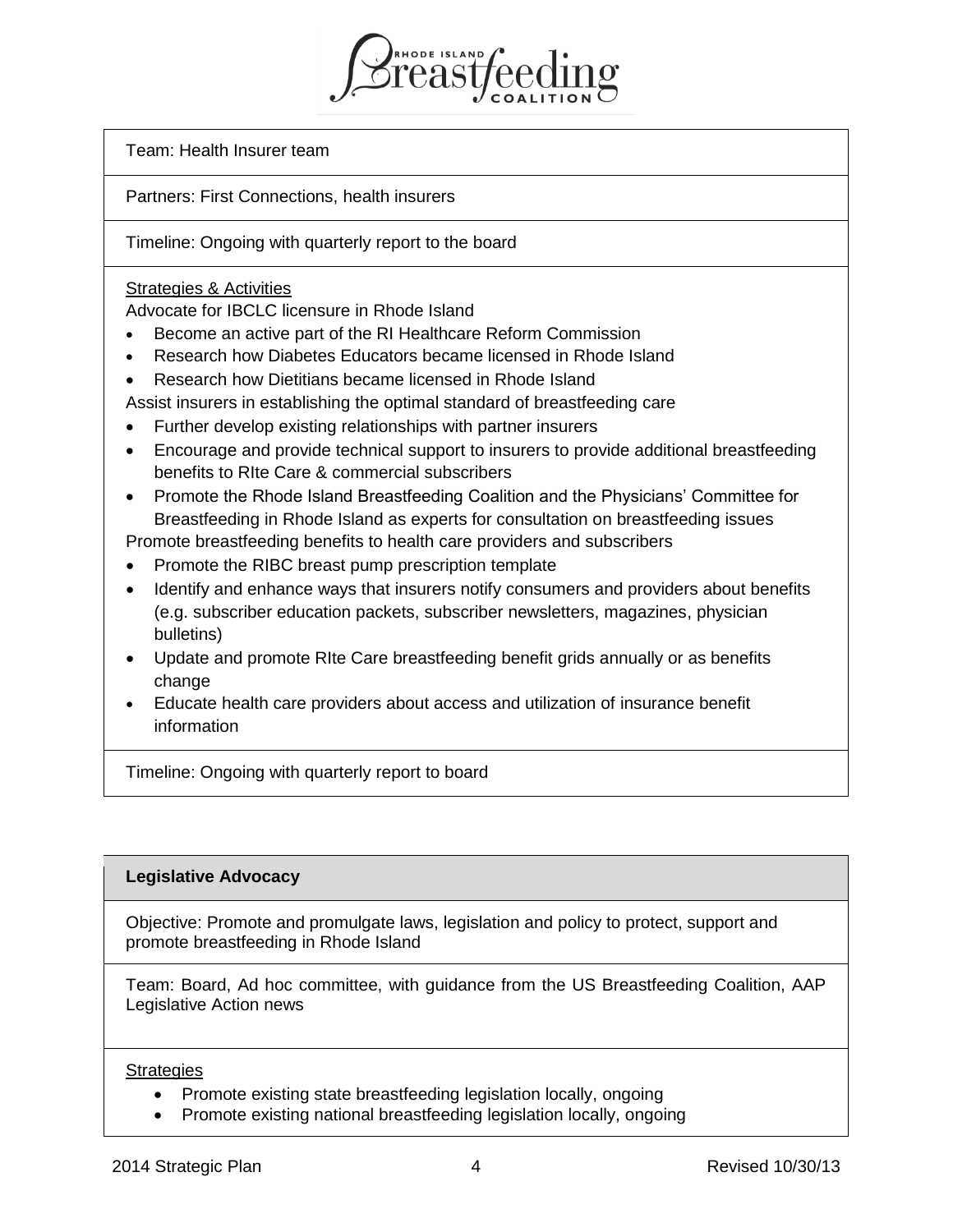Team: Health Insurer team

Partners: First Connections, health insurers

Timeline: Ongoing with quarterly report to the board

Strategies & Activities

Advocate for IBCLC licensure in Rhode Island

- Become an active part of the RI Healthcare Reform Commission
- Research how Diabetes Educators became licensed in Rhode Island
- Research how Dietitians became licensed in Rhode Island

Assist insurers in establishing the optimal standard of breastfeeding care

- Further develop existing relationships with partner insurers
- Encourage and provide technical support to insurers to provide additional breastfeeding benefits to RIte Care & commercial subscribers
- Promote the Rhode Island Breastfeeding Coalition and the Physicians' Committee for Breastfeeding in Rhode Island as experts for consultation on breastfeeding issues

Promote breastfeeding benefits to health care providers and subscribers

- Promote the RIBC breast pump prescription template
- Identify and enhance ways that insurers notify consumers and providers about benefits (e.g. subscriber education packets, subscriber newsletters, magazines, physician bulletins)
- Update and promote RIte Care breastfeeding benefit grids annually or as benefits change
- Educate health care providers about access and utilization of insurance benefit information

Timeline: Ongoing with quarterly report to board

**Legislative Advocacy**

Objective: Promote and promulgate laws, legislation and policy to protect, support and promote breastfeeding in Rhode Island

Team: Board, Ad hoc committee, with guidance from the US Breastfeeding Coalition, AAP Legislative Action news

Strategies

- Promote existing state breastfeeding legislation locally, ongoing
- Promote existing national breastfeeding legislation locally, ongoing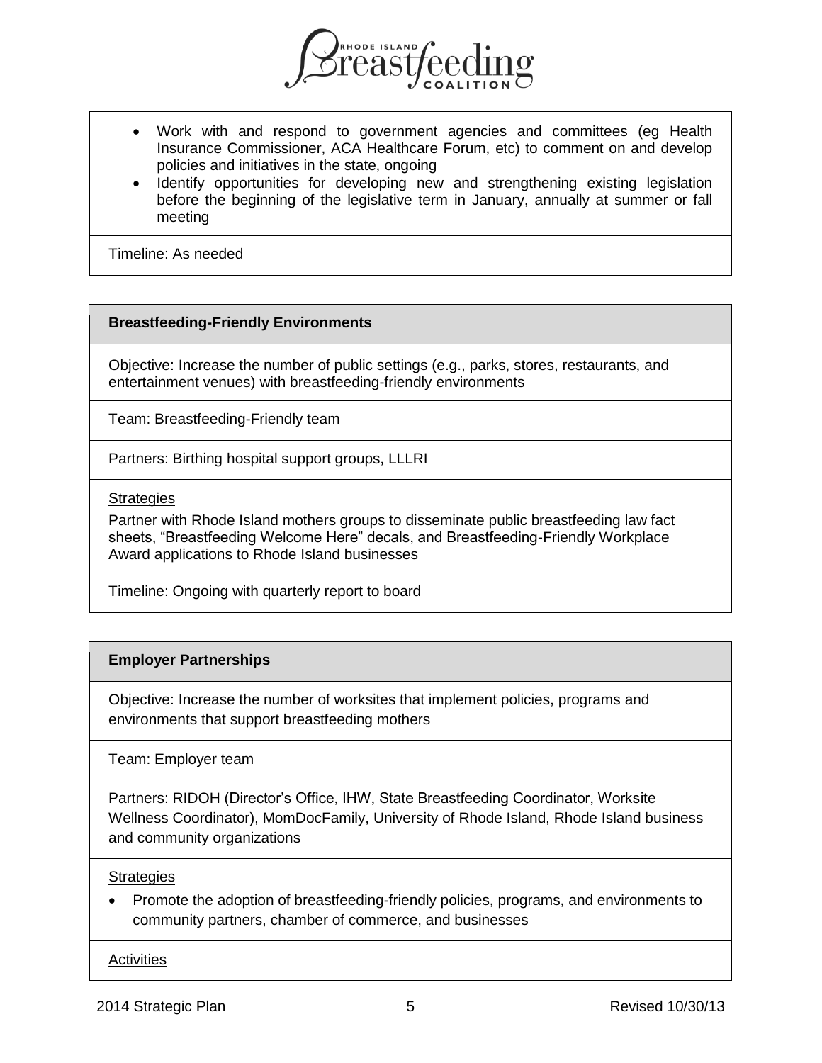- Work with and respond to government agencies and committees (eg Health Insurance Commissioner, ACA Healthcare Forum, etc) to comment on and develop policies and initiatives in the state, ongoing
- Identify opportunities for developing new and strengthening existing legislation before the beginning of the legislative term in January, annually at summer or fall meeting

Timeline: As needed

## Breastfeeding-Friendly Environments

Objective: Increase the number of public settings (e.g., parks, stores, restaurants, and entertainment venues) with breastfeeding-friendly environments

Team: Breastfeeding-Friendly team

Partners: Birthing hospital support groups, LLLRI

Strategies

Partner with Rhode Island mothers groups to disseminate public breastfeeding law fact sheets, "Breastfeeding Welcome Here" decals, and Breastfeeding-Friendly Workplace Award applications to Rhode Island businesses

Timeline: Ongoing with quarterly report to board

## Employer Partnerships

Objective: Increase the number of worksites that implement policies, programs and environments that support breastfeeding mothers

Team: Employer team

Partners: RIDOH (Director's Office, IHW, State Breastfeeding Coordinator, Worksite Wellness Coordinator), MomDocFamily, University of Rhode Island, Rhode Island business and community organizations

Strategies

- Promote the adoption of breastfeeding-friendly policies, programs, and environments to community partners, chamber of commerce, and businesses

Activities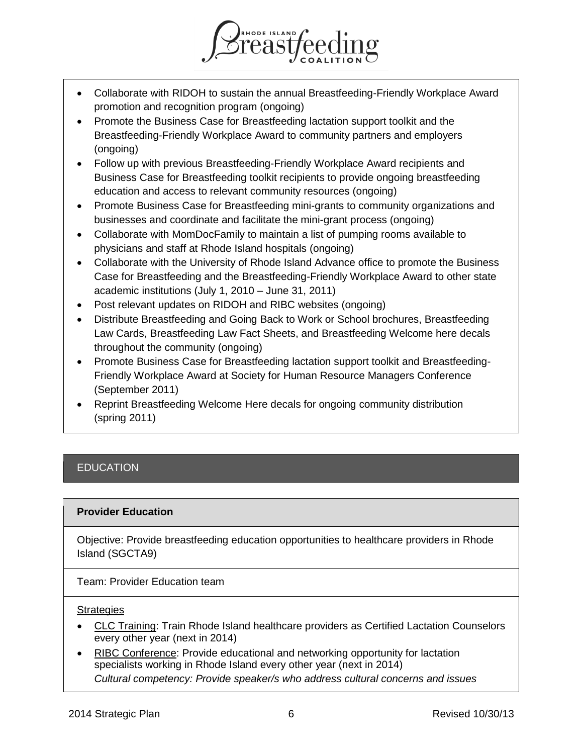- Collaborate with RIDOH to sustain the annual Breastfeeding-Friendly Workplace Award promotion and recognition program (ongoing)
- Promote the Business Case for Breastfeeding lactation support toolkit and the Breastfeeding-Friendly Workplace Award to community partners and employers (ongoing)
- Follow up with previous Breastfeeding-Friendly Workplace Award recipients and Business Case for Breastfeeding toolkit recipients to provide ongoing breastfeeding education and access to relevant community resources (ongoing)
- Promote Business Case for Breastfeeding mini-grants to community organizations and businesses and coordinate and facilitate the mini-grant process (ongoing)
- Collaborate with MomDocFamily to maintain a list of pumping rooms available to physicians and staff at Rhode Island hospitals (ongoing)
- Collaborate with the University of Rhode Island Advance office to promote the Business Case for Breastfeeding and the Breastfeeding-Friendly Workplace Award to other state academic institutions (July 1, 2010 – June 31, 2011)
- Post relevant updates on RIDOH and RIBC websites (ongoing)
- Distribute Breastfeeding and Going Back to Work or School brochures, Breastfeeding Law Cards, Breastfeeding Law Fact Sheets, and Breastfeeding Welcome here decals throughout the community (ongoing)
- Promote Business Case for Breastfeeding lactation support toolkit and Breastfeeding-Friendly Workplace Award at Society for Human Resource Managers Conference (September 2011)
- Reprint Breastfeeding Welcome Here decals for ongoing community distribution (spring 2011)

## EDUCATION

### Provider Education

Objective: Provide breastfeeding education opportunities to healthcare providers in Rhode Island (SGCTA9)

Team: Provider Education team

Strategies

- CLC Training: Train Rhode Island healthcare providers as Certified Lactation Counselors every other year (next in 2014)
- RIBC Conference: Provide educational and networking opportunity for lactation specialists working in Rhode Island every other year (next in 2014)
  *Cultural competency: Provide speaker/s who address cultural concerns and issues*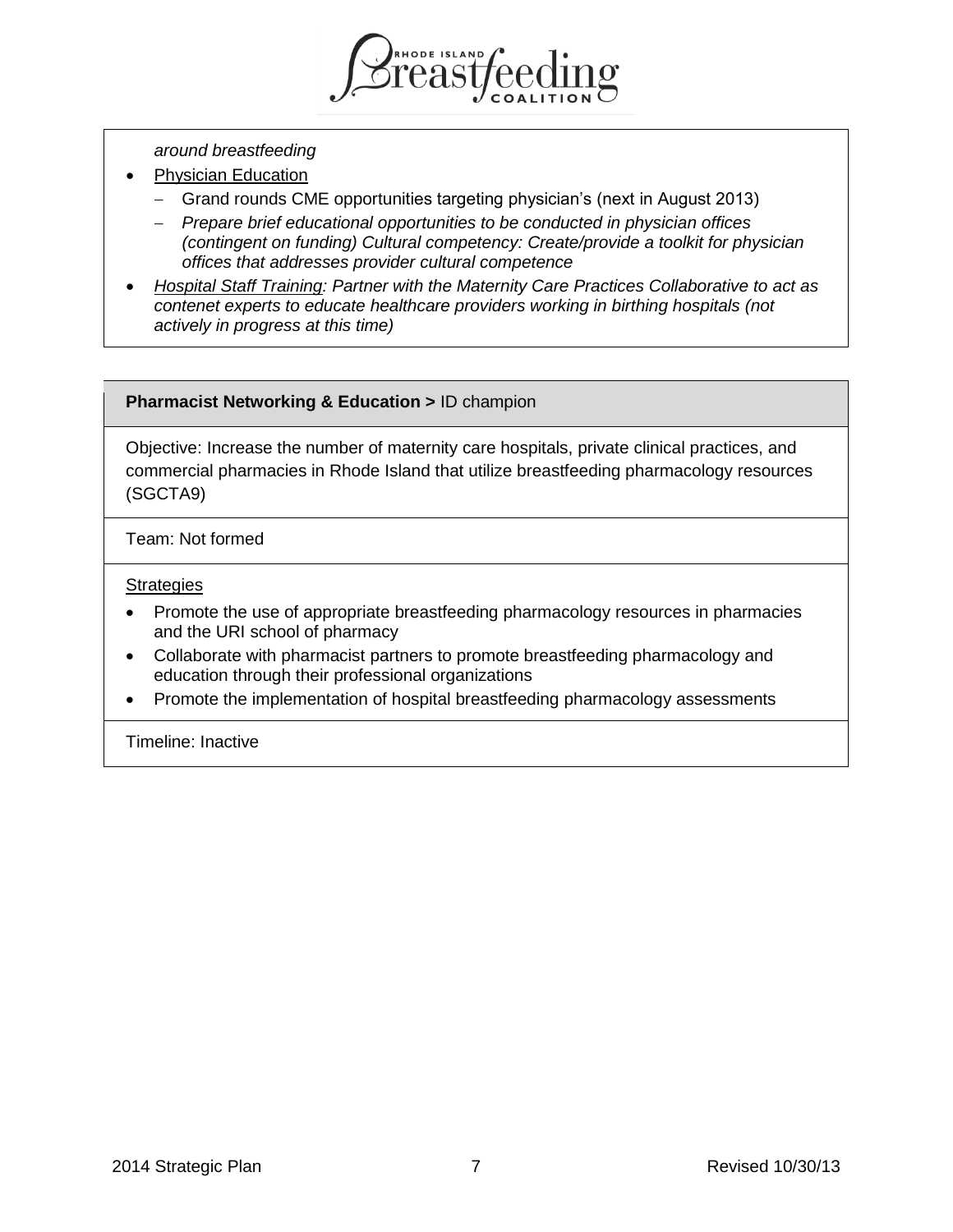*around breastfeeding*

- Physician Education
  - Grand rounds CME opportunities targeting physician's (next in August 2013)
  - *Prepare brief educational opportunities to be conducted in physician offices (contingent on funding) Cultural competency: Create/provide a toolkit for physician offices that addresses provider cultural competence*
- *Hospital Staff Training: Partner with the Maternity Care Practices Collaborative to act as contenet experts to educate healthcare providers working in birthing hospitals (not actively in progress at this time)*

**Pharmacist Networking & Education >** ID champion

Objective: Increase the number of maternity care hospitals, private clinical practices, and commercial pharmacies in Rhode Island that utilize breastfeeding pharmacology resources (SGCTA9)

Team: Not formed

Strategies

- Promote the use of appropriate breastfeeding pharmacology resources in pharmacies and the URI school of pharmacy
- Collaborate with pharmacist partners to promote breastfeeding pharmacology and education through their professional organizations
- Promote the implementation of hospital breastfeeding pharmacology assessments

Timeline: Inactive